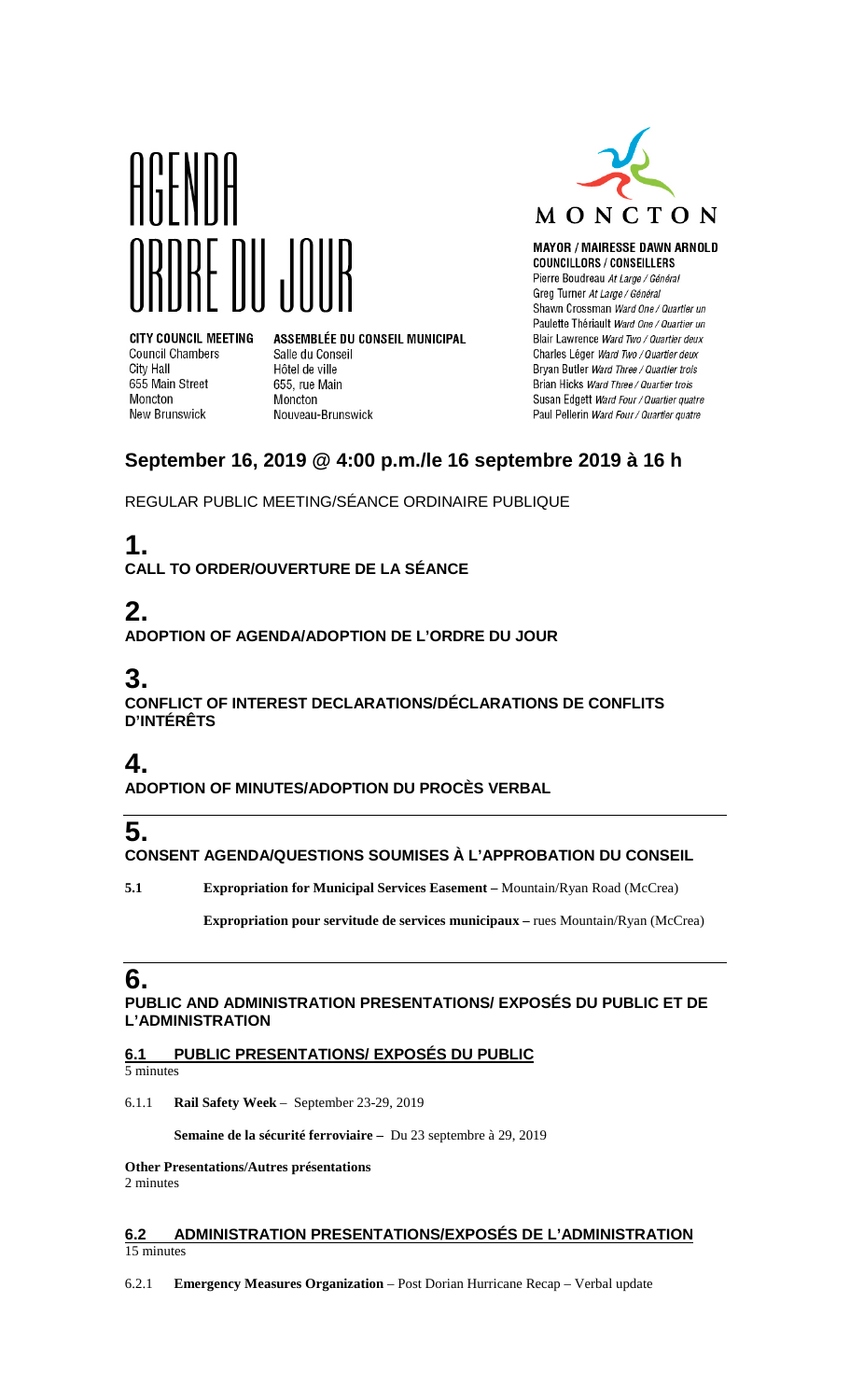# AGENDA
# ORDRE DU JOUR

**CITY COUNCIL MEETING**
Council Chambers
City Hall
655 Main Street
Moncton
New Brunswick

**ASSEMBLÉE DU CONSEIL MUNICIPAL**
Salle du Conseil
Hôtel de ville
655, rue Main
Moncton
Nouveau-Brunswick

MONCTON

**MAYOR / MAIRESSE DAWN ARNOLD**
**COUNCILLORS / CONSEILLERS**
Pierre Boudreau *At Large / Général*
Greg Turner *At Large / Général*
Shawn Crossman *Ward One / Quartier un*
Paulette Thériault *Ward One / Quartier un*
Blair Lawrence *Ward Two / Quartier deux*
Charles Léger *Ward Two / Quartier deux*
Bryan Butler *Ward Three / Quartier trois*
Brian Hicks *Ward Three / Quartier trois*
Susan Edgett *Ward Four / Quartier quatre*
Paul Pellerin *Ward Four / Quartier quatre*

## September 16, 2019 @ 4:00 p.m./le 16 septembre 2019 à 16 h

REGULAR PUBLIC MEETING/SÉANCE ORDINAIRE PUBLIQUE

## 1.
**CALL TO ORDER/OUVERTURE DE LA SÉANCE**

## 2.
**ADOPTION OF AGENDA/ADOPTION DE L'ORDRE DU JOUR**

## 3.
**CONFLICT OF INTEREST DECLARATIONS/DÉCLARATIONS DE CONFLITS D'INTÉRÊTS**

## 4.
**ADOPTION OF MINUTES/ADOPTION DU PROCÈS VERBAL**

## 5.
**CONSENT AGENDA/QUESTIONS SOUMISES À L'APPROBATION DU CONSEIL**

**5.1** **Expropriation for Municipal Services Easement –** Mountain/Ryan Road (McCrea)

**Expropriation pour servitude de services municipaux –** rues Mountain/Ryan (McCrea)

## 6.
**PUBLIC AND ADMINISTRATION PRESENTATIONS/ EXPOSÉS DU PUBLIC ET DE L'ADMINISTRATION**

### 6.1 PUBLIC PRESENTATIONS/ EXPOSÉS DU PUBLIC
5 minutes

6.1.1 **Rail Safety Week** – September 23-29, 2019

**Semaine de la sécurité ferroviaire –** Du 23 septembre à 29, 2019

**Other Presentations/Autres présentations**
2 minutes

### 6.2 ADMINISTRATION PRESENTATIONS/EXPOSÉS DE L'ADMINISTRATION
15 minutes

6.2.1 **Emergency Measures Organization** – Post Dorian Hurricane Recap – Verbal update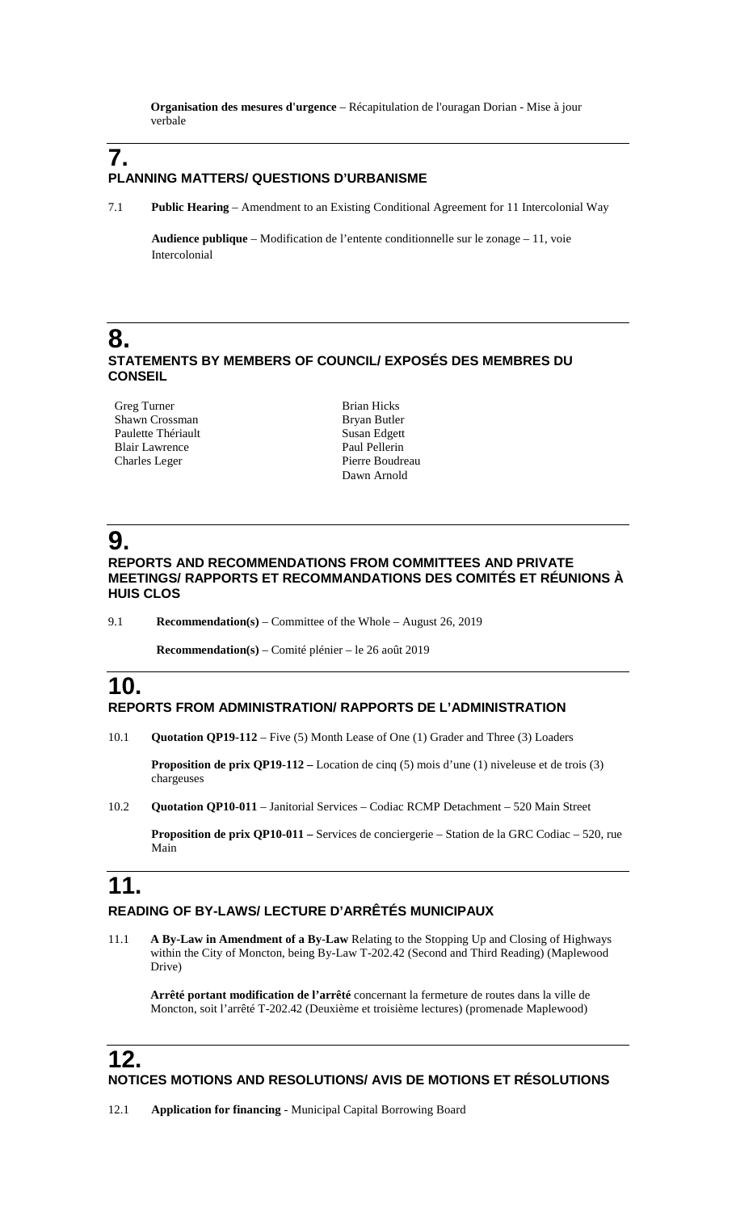**Organisation des mesures d'urgence** – Récapitulation de l'ouragan Dorian - Mise à jour verbale

## 7.
## PLANNING MATTERS/ QUESTIONS D'URBANISME

7.1 **Public Hearing** – Amendment to an Existing Conditional Agreement for 11 Intercolonial Way

**Audience publique** – Modification de l'entente conditionnelle sur le zonage – 11, voie Intercolonial

## 8.
## STATEMENTS BY MEMBERS OF COUNCIL/ EXPOSÉS DES MEMBRES DU CONSEIL

Greg Turner
Shawn Crossman
Paulette Thériault
Blair Lawrence
Charles Leger
Brian Hicks
Bryan Butler
Susan Edgett
Paul Pellerin
Pierre Boudreau
Dawn Arnold

## 9.
## REPORTS AND RECOMMENDATIONS FROM COMMITTEES AND PRIVATE MEETINGS/ RAPPORTS ET RECOMMANDATIONS DES COMITÉS ET RÉUNIONS À HUIS CLOS

9.1 **Recommendation(s)** – Committee of the Whole – August 26, 2019

**Recommendation(s)** – Comité plénier – le 26 août 2019

## 10.
## REPORTS FROM ADMINISTRATION/ RAPPORTS DE L'ADMINISTRATION

10.1 **Quotation QP19-112** – Five (5) Month Lease of One (1) Grader and Three (3) Loaders

**Proposition de prix QP19-112 –** Location de cinq (5) mois d'une (1) niveleuse et de trois (3) chargeuses

10.2 **Quotation QP10-011** – Janitorial Services – Codiac RCMP Detachment – 520 Main Street

**Proposition de prix QP10-011 –** Services de conciergerie – Station de la GRC Codiac – 520, rue Main

## 11.
## READING OF BY-LAWS/ LECTURE D'ARRÊTÉS MUNICIPAUX

11.1 **A By-Law in Amendment of a By-Law** Relating to the Stopping Up and Closing of Highways within the City of Moncton, being By-Law T-202.42 (Second and Third Reading) (Maplewood Drive)

**Arrêté portant modification de l'arrêté** concernant la fermeture de routes dans la ville de Moncton, soit l'arrêté T-202.42 (Deuxième et troisième lectures) (promenade Maplewood)

## 12.
## NOTICES MOTIONS AND RESOLUTIONS/ AVIS DE MOTIONS ET RÉSOLUTIONS

12.1 **Application for financing** - Municipal Capital Borrowing Board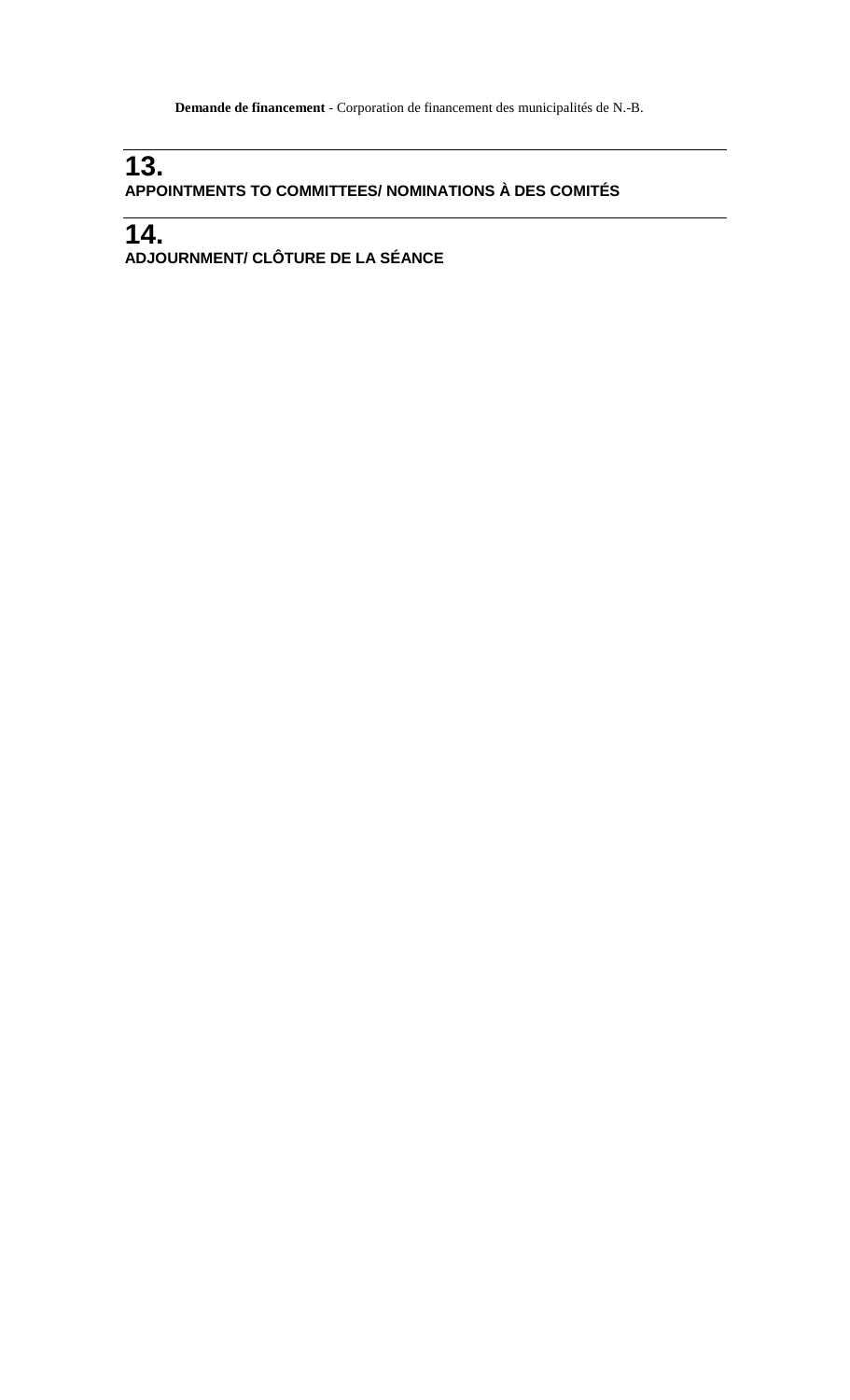**Demande de financement** - Corporation de financement des municipalités de N.-B.

## 13.
**APPOINTMENTS TO COMMITTEES/ NOMINATIONS À DES COMITÉS**

## 14.
**ADJOURNMENT/ CLÔTURE DE LA SÉANCE**